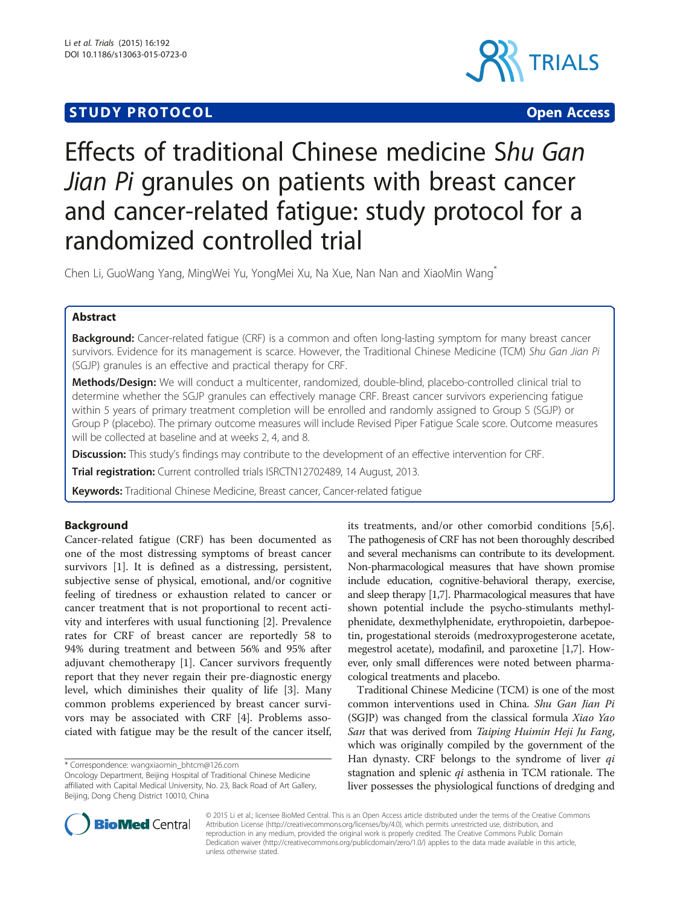**STUDY PROTOCOL** **Open Access**

# Effects of traditional Chinese medicine *Shu Gan Jian Pi* granules on patients with breast cancer and cancer-related fatigue: study protocol for a randomized controlled trial

Chen Li, GuoWang Yang, MingWei Yu, YongMei Xu, Na Xue, Nan Nan and XiaoMin Wang*

## Abstract

**Background:** Cancer-related fatigue (CRF) is a common and often long-lasting symptom for many breast cancer survivors. Evidence for its management is scarce. However, the Traditional Chinese Medicine (TCM) *Shu Gan Jian Pi* (SGJP) granules is an effective and practical therapy for CRF.

**Methods/Design:** We will conduct a multicenter, randomized, double-blind, placebo-controlled clinical trial to determine whether the SGJP granules can effectively manage CRF. Breast cancer survivors experiencing fatigue within 5 years of primary treatment completion will be enrolled and randomly assigned to Group S (SGJP) or Group P (placebo). The primary outcome measures will include Revised Piper Fatigue Scale score. Outcome measures will be collected at baseline and at weeks 2, 4, and 8.

**Discussion:** This study's findings may contribute to the development of an effective intervention for CRF.

**Trial registration:** Current controlled trials ISRCTN12702489, 14 August, 2013.

**Keywords:** Traditional Chinese Medicine, Breast cancer, Cancer-related fatigue

## Background

Cancer-related fatigue (CRF) has been documented as one of the most distressing symptoms of breast cancer survivors [1]. It is defined as a distressing, persistent, subjective sense of physical, emotional, and/or cognitive feeling of tiredness or exhaustion related to cancer or cancer treatment that is not proportional to recent activity and interferes with usual functioning [2]. Prevalence rates for CRF of breast cancer are reportedly 58 to 94% during treatment and between 56% and 95% after adjuvant chemotherapy [1]. Cancer survivors frequently report that they never regain their pre-diagnostic energy level, which diminishes their quality of life [3]. Many common problems experienced by breast cancer survivors may be associated with CRF [4]. Problems associated with fatigue may be the result of the cancer itself, its treatments, and/or other comorbid conditions [5,6]. The pathogenesis of CRF has not been thoroughly described and several mechanisms can contribute to its development. Non-pharmacological measures that have shown promise include education, cognitive-behavioral therapy, exercise, and sleep therapy [1,7]. Pharmacological measures that have shown potential include the psycho-stimulants methylphenidate, dexmethylphenidate, erythropoietin, darbepoetin, progestational steroids (medroxyprogesterone acetate, megestrol acetate), modafinil, and paroxetine [1,7]. However, only small differences were noted between pharmacological treatments and placebo.

Traditional Chinese Medicine (TCM) is one of the most common interventions used in China. *Shu Gan Jian Pi* (SGJP) was changed from the classical formula *Xiao Yao San* that was derived from *Taiping Huimin Heji Ju Fang*, which was originally compiled by the government of the Han dynasty. CRF belongs to the syndrome of liver *qi* stagnation and splenic *qi* asthenia in TCM rationale. The liver possesses the physiological functions of dredging and

* Correspondence: wangxiaomin_bhtcm@126.com
Oncology Department, Beijing Hospital of Traditional Chinese Medicine affiliated with Capital Medical University, No. 23, Back Road of Art Gallery, Beijing, Dong Cheng District 10010, China

© 2015 Li et al.; licensee BioMed Central. This is an Open Access article distributed under the terms of the Creative Commons Attribution License (http://creativecommons.org/licenses/by/4.0), which permits unrestricted use, distribution, and reproduction in any medium, provided the original work is properly credited. The Creative Commons Public Domain Dedication waiver (http://creativecommons.org/publicdomain/zero/1.0/) applies to the data made available in this article, unless otherwise stated.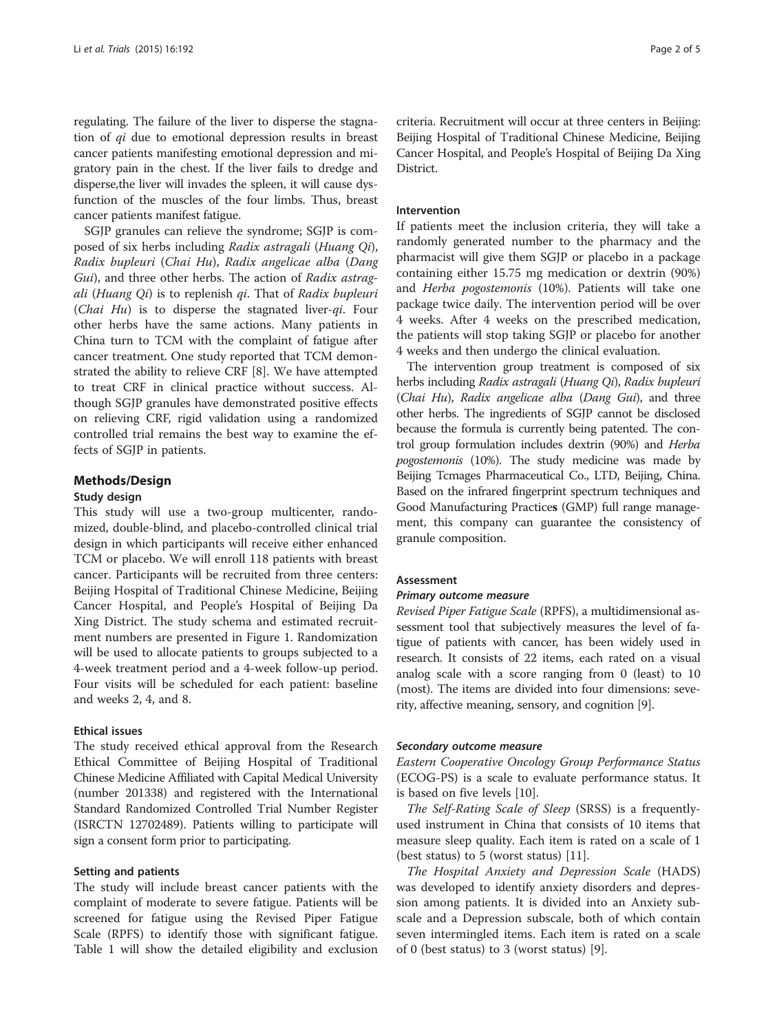regulating. The failure of the liver to disperse the stagnation of *qi* due to emotional depression results in breast cancer patients manifesting emotional depression and migratory pain in the chest. If the liver fails to dredge and disperse,the liver will invades the spleen, it will cause dysfunction of the muscles of the four limbs. Thus, breast cancer patients manifest fatigue.

SGJP granules can relieve the syndrome; SGJP is composed of six herbs including *Radix astragali* (*Huang Qi*), *Radix bupleuri* (*Chai Hu*), *Radix angelicae alba* (*Dang Gui*), and three other herbs. The action of *Radix astragali* (*Huang Qi*) is to replenish *qi*. That of *Radix bupleuri* (*Chai Hu*) is to disperse the stagnated liver-*qi*. Four other herbs have the same actions. Many patients in China turn to TCM with the complaint of fatigue after cancer treatment. One study reported that TCM demonstrated the ability to relieve CRF [8]. We have attempted to treat CRF in clinical practice without success. Although SGJP granules have demonstrated positive effects on relieving CRF, rigid validation using a randomized controlled trial remains the best way to examine the effects of SGJP in patients.

## Methods/Design

### Study design

This study will use a two-group multicenter, randomized, double-blind, and placebo-controlled clinical trial design in which participants will receive either enhanced TCM or placebo. We will enroll 118 patients with breast cancer. Participants will be recruited from three centers: Beijing Hospital of Traditional Chinese Medicine, Beijing Cancer Hospital, and People's Hospital of Beijing Da Xing District. The study schema and estimated recruitment numbers are presented in Figure 1. Randomization will be used to allocate patients to groups subjected to a 4-week treatment period and a 4-week follow-up period. Four visits will be scheduled for each patient: baseline and weeks 2, 4, and 8.

### Ethical issues

The study received ethical approval from the Research Ethical Committee of Beijing Hospital of Traditional Chinese Medicine Affiliated with Capital Medical University (number 201338) and registered with the International Standard Randomized Controlled Trial Number Register (ISRCTN 12702489). Patients willing to participate will sign a consent form prior to participating.

### Setting and patients

The study will include breast cancer patients with the complaint of moderate to severe fatigue. Patients will be screened for fatigue using the Revised Piper Fatigue Scale (RPFS) to identify those with significant fatigue. Table 1 will show the detailed eligibility and exclusion criteria. Recruitment will occur at three centers in Beijing: Beijing Hospital of Traditional Chinese Medicine, Beijing Cancer Hospital, and People's Hospital of Beijing Da Xing District.

### Intervention

If patients meet the inclusion criteria, they will take a randomly generated number to the pharmacy and the pharmacist will give them SGJP or placebo in a package containing either 15.75 mg medication or dextrin (90%) and *Herba pogostemonis* (10%). Patients will take one package twice daily. The intervention period will be over 4 weeks. After 4 weeks on the prescribed medication, the patients will stop taking SGJP or placebo for another 4 weeks and then undergo the clinical evaluation.

The intervention group treatment is composed of six herbs including *Radix astragali* (*Huang Qi*), *Radix bupleuri* (*Chai Hu*), *Radix angelicae alba* (*Dang Gui*), and three other herbs. The ingredients of SGJP cannot be disclosed because the formula is currently being patented. The control group formulation includes dextrin (90%) and *Herba pogostemonis* (10%). The study medicine was made by Beijing Tcmages Pharmaceutical Co., LTD, Beijing, China. Based on the infrared fingerprint spectrum techniques and Good Manufacturing Practice**s** (GMP) full range management, this company can guarantee the consistency of granule composition.

### Assessment

#### *Primary outcome measure*

Revised Piper Fatigue Scale (RPFS), a multidimensional assessment tool that subjectively measures the level of fatigue of patients with cancer, has been widely used in research. It consists of 22 items, each rated on a visual analog scale with a score ranging from 0 (least) to 10 (most). The items are divided into four dimensions: severity, affective meaning, sensory, and cognition [9].

#### *Secondary outcome measure*

*Eastern Cooperative Oncology Group Performance Status* (ECOG-PS) is a scale to evaluate performance status. It is based on five levels [10].

*The Self-Rating Scale of Sleep* (SRSS) is a frequently-used instrument in China that consists of 10 items that measure sleep quality. Each item is rated on a scale of 1 (best status) to 5 (worst status) [11].

*The Hospital Anxiety and Depression Scale* (HADS) was developed to identify anxiety disorders and depression among patients. It is divided into an Anxiety subscale and a Depression subscale, both of which contain seven intermingled items. Each item is rated on a scale of 0 (best status) to 3 (worst status) [9].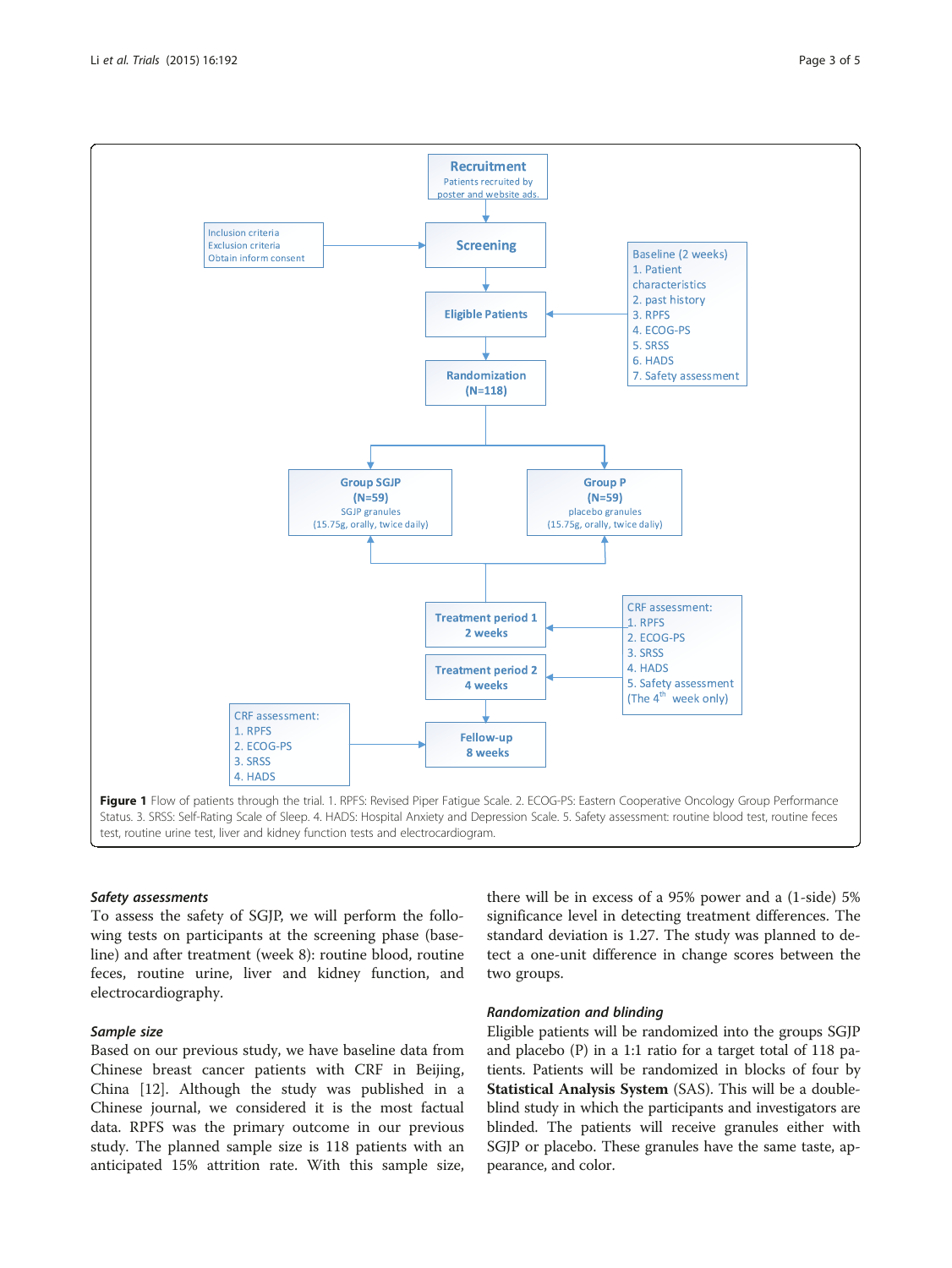Recruitment
Patients recruited by poster and website ads.

Inclusion criteria
Exclusion criteria
Obtain inform consent

Screening

Baseline (2 weeks)
1. Patient characteristics
2. past history
3. RPFS
4. ECOG-PS
5. SRSS
6. HADS
7. Safety assessment

Eligible Patients

Randomization
(N=118)

Group SGJP
(N=59)
SGJP granules
(15.75g, orally, twice daily)

Group P
(N=59)
placebo granules
(15.75g, orally, twice daily)

Treatment period 1
2 weeks

Treatment period 2
4 weeks

CRF assessment:
1. RPFS
2. ECOG-PS
3. SRSS
4. HADS
5. Safety assessment
(The 4th week only)

CRF assessment:
1. RPFS
2. ECOG-PS
3. SRSS
4. HADS

Fellow-up
8 weeks

**Figure 1** Flow of patients through the trial. 1. RPFS: Revised Piper Fatigue Scale. 2. ECOG-PS: Eastern Cooperative Oncology Group Performance Status. 3. SRSS: Self-Rating Scale of Sleep. 4. HADS: Hospital Anxiety and Depression Scale. 5. Safety assessment: routine blood test, routine feces test, routine urine test, liver and kidney function tests and electrocardiogram.

### *Safety assessments*

To assess the safety of SGJP, we will perform the following tests on participants at the screening phase (baseline) and after treatment (week 8): routine blood, routine feces, routine urine, liver and kidney function, and electrocardiography.

### *Sample size*

Based on our previous study, we have baseline data from Chinese breast cancer patients with CRF in Beijing, China [12]. Although the study was published in a Chinese journal, we considered it is the most factual data. RPFS was the primary outcome in our previous study. The planned sample size is 118 patients with an anticipated 15% attrition rate. With this sample size, there will be in excess of a 95% power and a (1-side) 5% significance level in detecting treatment differences. The standard deviation is 1.27. The study was planned to detect a one-unit difference in change scores between the two groups.

### *Randomization and blinding*

Eligible patients will be randomized into the groups SGJP and placebo (P) in a 1:1 ratio for a target total of 118 patients. Patients will be randomized in blocks of four by **Statistical Analysis System** (SAS). This will be a double-blind study in which the participants and investigators are blinded. The patients will receive granules either with SGJP or placebo. These granules have the same taste, appearance, and color.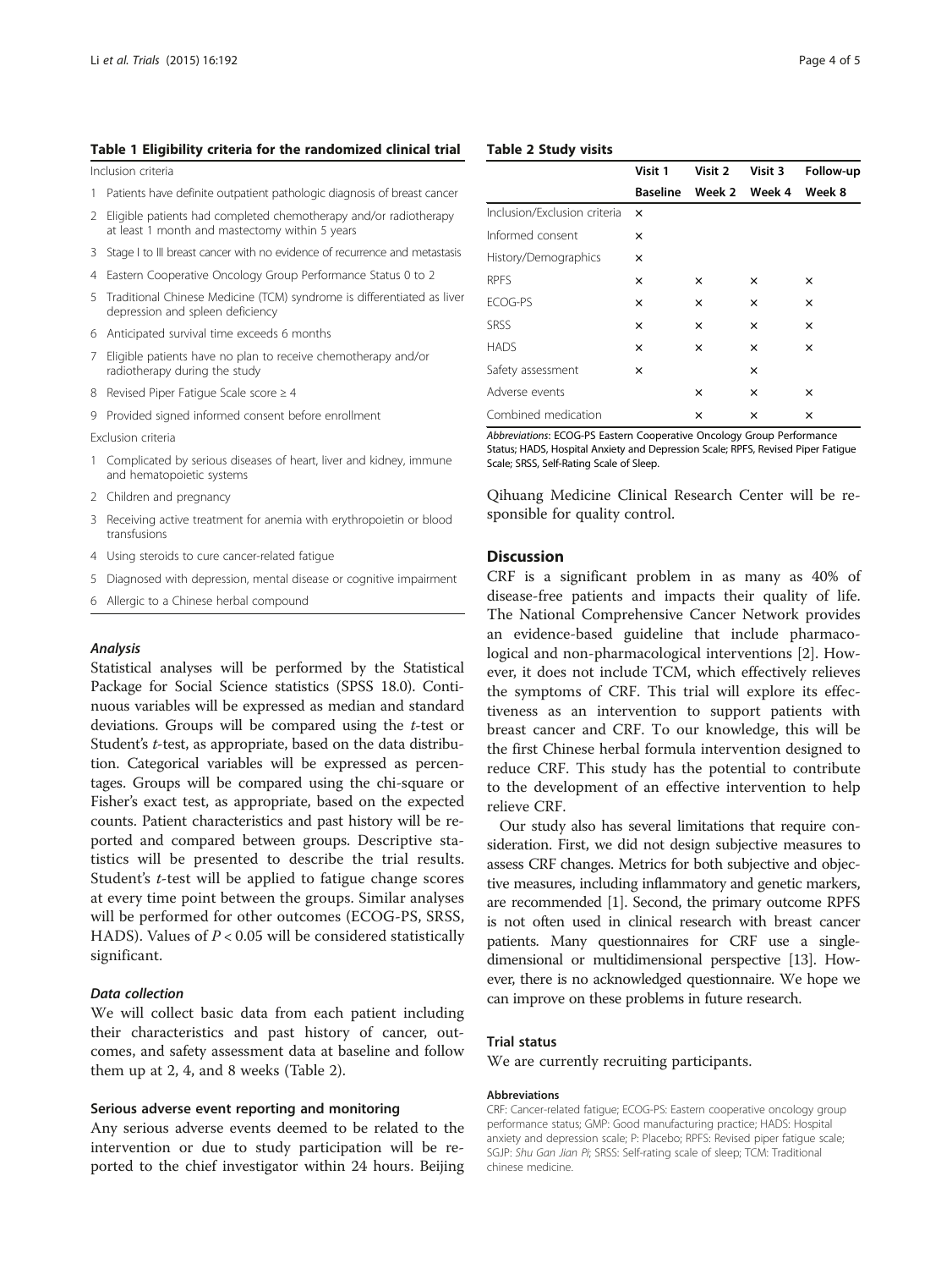**Table 1 Eligibility criteria for the randomized clinical trial**

Inclusion criteria

1. Patients have definite outpatient pathologic diagnosis of breast cancer
2. Eligible patients had completed chemotherapy and/or radiotherapy at least 1 month and mastectomy within 5 years
3. Stage I to III breast cancer with no evidence of recurrence and metastasis
4. Eastern Cooperative Oncology Group Performance Status 0 to 2
5. Traditional Chinese Medicine (TCM) syndrome is differentiated as liver depression and spleen deficiency
6. Anticipated survival time exceeds 6 months
7. Eligible patients have no plan to receive chemotherapy and/or radiotherapy during the study
8. Revised Piper Fatigue Scale score ≥ 4
9. Provided signed informed consent before enrollment

Exclusion criteria

1. Complicated by serious diseases of heart, liver and kidney, immune and hematopoietic systems
2. Children and pregnancy
3. Receiving active treatment for anemia with erythropoietin or blood transfusions
4. Using steroids to cure cancer-related fatigue
5. Diagnosed with depression, mental disease or cognitive impairment
6. Allergic to a Chinese herbal compound

#### *Analysis*

Statistical analyses will be performed by the Statistical Package for Social Science statistics (SPSS 18.0). Continuous variables will be expressed as median and standard deviations. Groups will be compared using the *t*-test or Student's *t*-test, as appropriate, based on the data distribution. Categorical variables will be expressed as percentages. Groups will be compared using the chi-square or Fisher's exact test, as appropriate, based on the expected counts. Patient characteristics and past history will be reported and compared between groups. Descriptive statistics will be presented to describe the trial results. Student's *t*-test will be applied to fatigue change scores at every time point between the groups. Similar analyses will be performed for other outcomes (ECOG-PS, SRSS, HADS). Values of $P < 0.05$ will be considered statistically significant.

#### *Data collection*

We will collect basic data from each patient including their characteristics and past history of cancer, outcomes, and safety assessment data at baseline and follow them up at 2, 4, and 8 weeks (Table 2).

### Serious adverse event reporting and monitoring

Any serious adverse events deemed to be related to the intervention or due to study participation will be reported to the chief investigator within 24 hours. Beijing Qihuang Medicine Clinical Research Center will be responsible for quality control.

**Table 2 Study visits**

| | Visit 1 | Visit 2 | Visit 3 | Follow-up |
|---|---|---|---|---|
| | **Baseline** | **Week 2** | **Week 4** | **Week 8** |
| Inclusion/Exclusion criteria | × | | | |
| Informed consent | × | | | |
| History/Demographics | × | | | |
| RPFS | × | × | × | × |
| ECOG-PS | × | × | × | × |
| SRSS | × | × | × | × |
| HADS | × | × | × | × |
| Safety assessment | × | | × | |
| Adverse events | | × | × | × |
| Combined medication | | × | × | × |

*Abbreviations*: ECOG-PS Eastern Cooperative Oncology Group Performance Status; HADS, Hospital Anxiety and Depression Scale; RPFS, Revised Piper Fatigue Scale; SRSS, Self-Rating Scale of Sleep.

## Discussion

CRF is a significant problem in as many as 40% of disease-free patients and impacts their quality of life. The National Comprehensive Cancer Network provides an evidence-based guideline that include pharmacological and non-pharmacological interventions [2]. However, it does not include TCM, which effectively relieves the symptoms of CRF. This trial will explore its effectiveness as an intervention to support patients with breast cancer and CRF. To our knowledge, this will be the first Chinese herbal formula intervention designed to reduce CRF. This study has the potential to contribute to the development of an effective intervention to help relieve CRF.

Our study also has several limitations that require consideration. First, we did not design subjective measures to assess CRF changes. Metrics for both subjective and objective measures, including inflammatory and genetic markers, are recommended [1]. Second, the primary outcome RPFS is not often used in clinical research with breast cancer patients. Many questionnaires for CRF use a single-dimensional or multidimensional perspective [13]. However, there is no acknowledged questionnaire. We hope we can improve on these problems in future research.

## Trial status

We are currently recruiting participants.

#### Abbreviations

CRF: Cancer-related fatigue; ECOG-PS: Eastern cooperative oncology group performance status; GMP: Good manufacturing practice; HADS: Hospital anxiety and depression scale; P: Placebo; RPFS: Revised piper fatigue scale; SGJP: *Shu Gan Jian Pi*; SRSS: Self-rating scale of sleep; TCM: Traditional chinese medicine.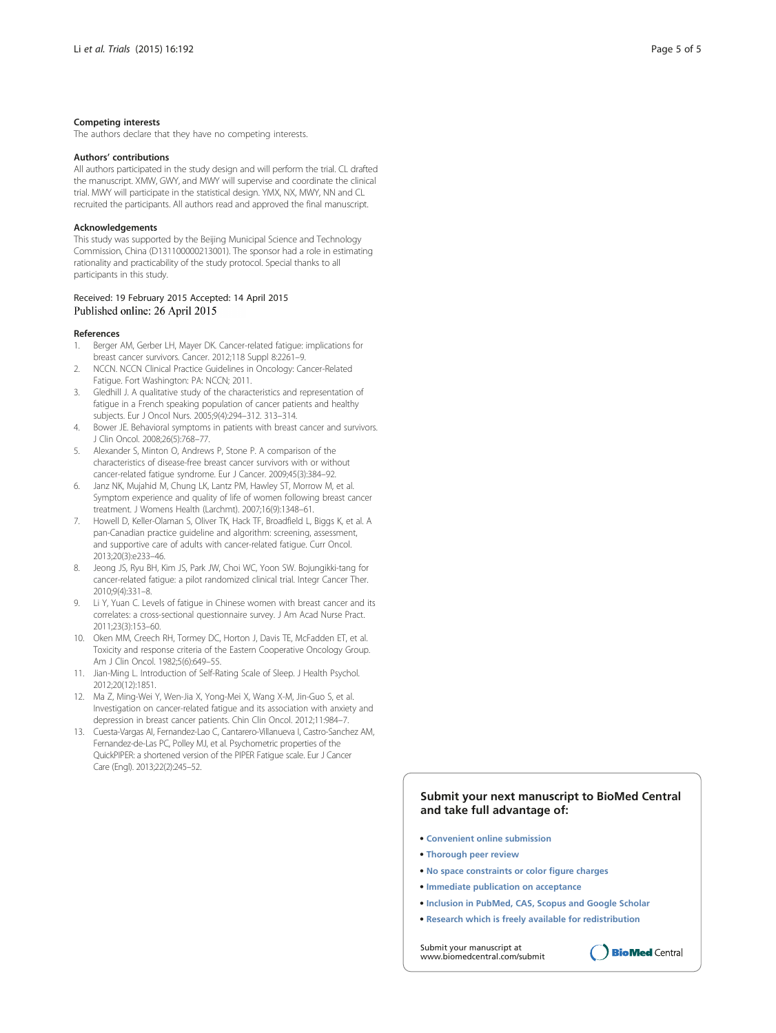### Competing interests

The authors declare that they have no competing interests.

### Authors' contributions

All authors participated in the study design and will perform the trial. CL drafted the manuscript. XMW, GWY, and MWY will supervise and coordinate the clinical trial. MWY will participate in the statistical design. YMX, NX, MWY, NN and CL recruited the participants. All authors read and approved the final manuscript.

### Acknowledgements

This study was supported by the Beijing Municipal Science and Technology Commission, China (D131100000213001). The sponsor had a role in estimating rationality and practicability of the study protocol. Special thanks to all participants in this study.

Received: 19 February 2015 Accepted: 14 April 2015
Published online: 26 April 2015

### References

1. Berger AM, Gerber LH, Mayer DK. Cancer-related fatigue: implications for breast cancer survivors. Cancer. 2012;118 Suppl 8:2261–9.
2. NCCN. NCCN Clinical Practice Guidelines in Oncology: Cancer-Related Fatigue. Fort Washington: PA: NCCN; 2011.
3. Gledhill J. A qualitative study of the characteristics and representation of fatigue in a French speaking population of cancer patients and healthy subjects. Eur J Oncol Nurs. 2005;9(4):294–312. 313–314.
4. Bower JE. Behavioral symptoms in patients with breast cancer and survivors. J Clin Oncol. 2008;26(5):768–77.
5. Alexander S, Minton O, Andrews P, Stone P. A comparison of the characteristics of disease-free breast cancer survivors with or without cancer-related fatigue syndrome. Eur J Cancer. 2009;45(3):384–92.
6. Janz NK, Mujahid M, Chung LK, Lantz PM, Hawley ST, Morrow M, et al. Symptom experience and quality of life of women following breast cancer treatment. J Womens Health (Larchmt). 2007;16(9):1348–61.
7. Howell D, Keller-Olaman S, Oliver TK, Hack TF, Broadfield L, Biggs K, et al. A pan-Canadian practice guideline and algorithm: screening, assessment, and supportive care of adults with cancer-related fatigue. Curr Oncol. 2013;20(3):e233–46.
8. Jeong JS, Ryu BH, Kim JS, Park JW, Choi WC, Yoon SW. Bojungikki-tang for cancer-related fatigue: a pilot randomized clinical trial. Integr Cancer Ther. 2010;9(4):331–8.
9. Li Y, Yuan C. Levels of fatigue in Chinese women with breast cancer and its correlates: a cross-sectional questionnaire survey. J Am Acad Nurse Pract. 2011;23(3):153–60.
10. Oken MM, Creech RH, Tormey DC, Horton J, Davis TE, McFadden ET, et al. Toxicity and response criteria of the Eastern Cooperative Oncology Group. Am J Clin Oncol. 1982;5(6):649–55.
11. Jian-Ming L. Introduction of Self-Rating Scale of Sleep. J Health Psychol. 2012;20(12):1851.
12. Ma Z, Ming-Wei Y, Wen-Jia X, Yong-Mei X, Wang X-M, Jin-Guo S, et al. Investigation on cancer-related fatigue and its association with anxiety and depression in breast cancer patients. Chin Clin Oncol. 2012;11:984–7.
13. Cuesta-Vargas AI, Fernandez-Lao C, Cantarero-Villanueva I, Castro-Sanchez AM, Fernandez-de-Las PC, Polley MJ, et al. Psychometric properties of the QuickPIPER: a shortened version of the PIPER Fatigue scale. Eur J Cancer Care (Engl). 2013;22(2):245–52.

**Submit your next manuscript to BioMed Central and take full advantage of:**

- Convenient online submission
- Thorough peer review
- No space constraints or color figure charges
- Immediate publication on acceptance
- Inclusion in PubMed, CAS, Scopus and Google Scholar
- Research which is freely available for redistribution

Submit your manuscript at
www.biomedcentral.com/submit

BioMed Central